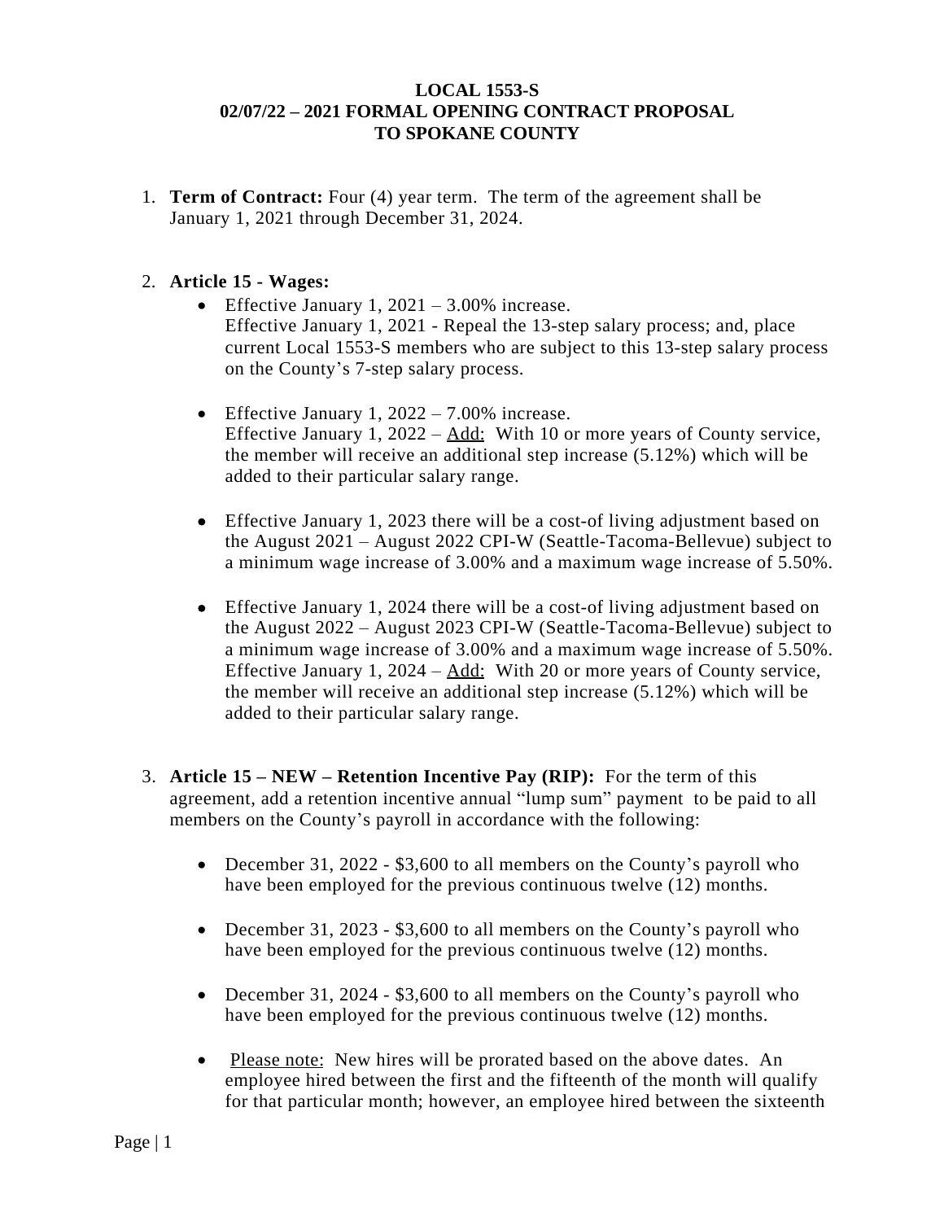**LOCAL 1553-S**
**02/07/22 – 2021 FORMAL OPENING CONTRACT PROPOSAL**
**TO SPOKANE COUNTY**

1. **Term of Contract:** Four (4) year term. The term of the agreement shall be January 1, 2021 through December 31, 2024.

2. **Article 15 - Wages:**
   - Effective January 1, 2021 – 3.00% increase.
     Effective January 1, 2021 - Repeal the 13-step salary process; and, place current Local 1553-S members who are subject to this 13-step salary process on the County's 7-step salary process.

   - Effective January 1, 2022 – 7.00% increase.
     Effective January 1, 2022 – Add: With 10 or more years of County service, the member will receive an additional step increase (5.12%) which will be added to their particular salary range.

   - Effective January 1, 2023 there will be a cost-of living adjustment based on the August 2021 – August 2022 CPI-W (Seattle-Tacoma-Bellevue) subject to a minimum wage increase of 3.00% and a maximum wage increase of 5.50%.

   - Effective January 1, 2024 there will be a cost-of living adjustment based on the August 2022 – August 2023 CPI-W (Seattle-Tacoma-Bellevue) subject to a minimum wage increase of 3.00% and a maximum wage increase of 5.50%.
     Effective January 1, 2024 – Add: With 20 or more years of County service, the member will receive an additional step increase (5.12%) which will be added to their particular salary range.

3. **Article 15 – NEW – Retention Incentive Pay (RIP):** For the term of this agreement, add a retention incentive annual "lump sum" payment to be paid to all members on the County's payroll in accordance with the following:

   - December 31, 2022 - $3,600 to all members on the County's payroll who have been employed for the previous continuous twelve (12) months.

   - December 31, 2023 - $3,600 to all members on the County's payroll who have been employed for the previous continuous twelve (12) months.

   - December 31, 2024 - $3,600 to all members on the County's payroll who have been employed for the previous continuous twelve (12) months.

   - Please note: New hires will be prorated based on the above dates. An employee hired between the first and the fifteenth of the month will qualify for that particular month; however, an employee hired between the sixteenth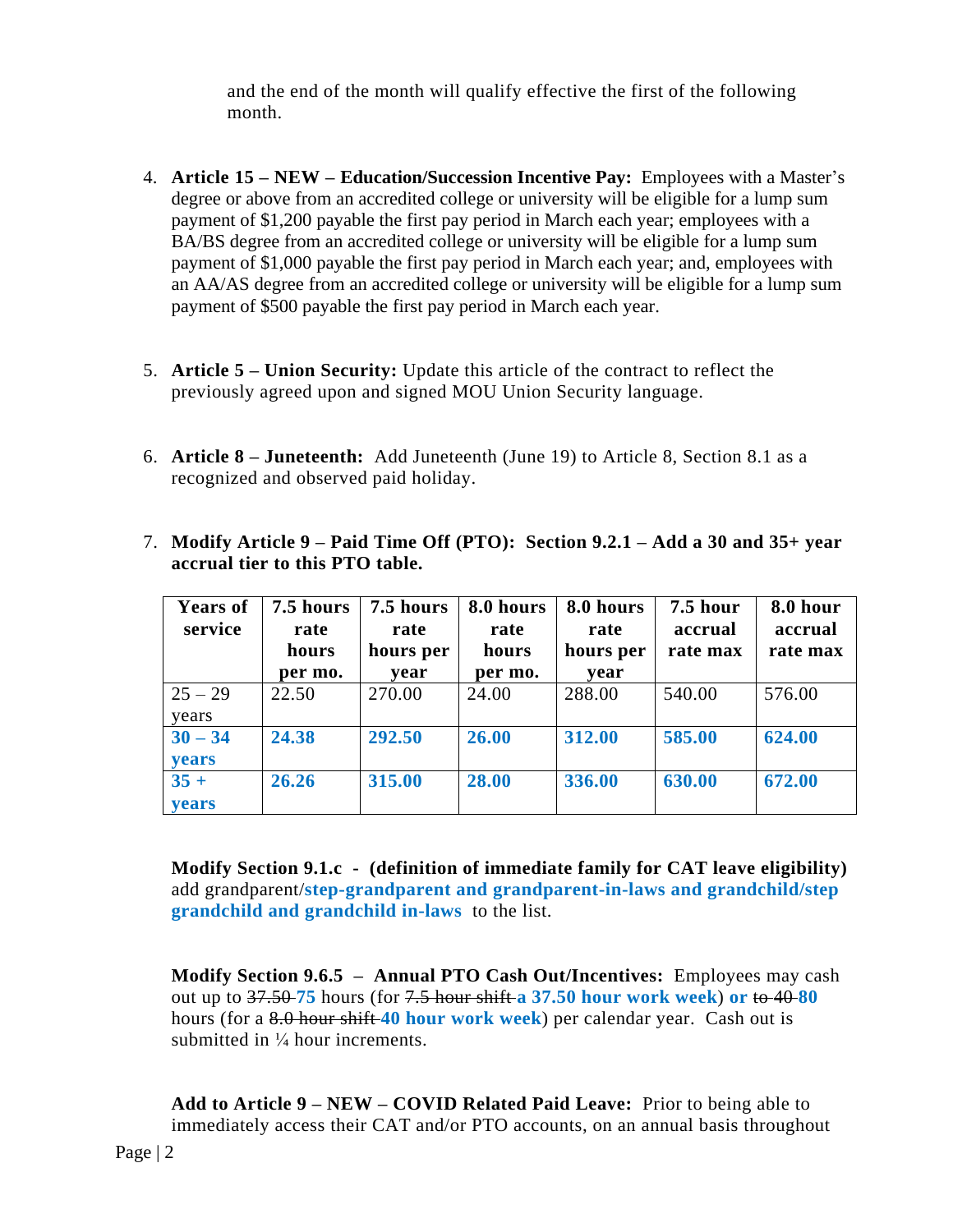and the end of the month will qualify effective the first of the following month.

4. **Article 15 – NEW – Education/Succession Incentive Pay:** Employees with a Master's degree or above from an accredited college or university will be eligible for a lump sum payment of $1,200 payable the first pay period in March each year; employees with a BA/BS degree from an accredited college or university will be eligible for a lump sum payment of $1,000 payable the first pay period in March each year; and, employees with an AA/AS degree from an accredited college or university will be eligible for a lump sum payment of $500 payable the first pay period in March each year.

5. **Article 5 – Union Security:** Update this article of the contract to reflect the previously agreed upon and signed MOU Union Security language.

6. **Article 8 – Juneteenth:** Add Juneteenth (June 19) to Article 8, Section 8.1 as a recognized and observed paid holiday.

7. **Modify Article 9 – Paid Time Off (PTO): Section 9.2.1 – Add a 30 and 35+ year accrual tier to this PTO table.**

| Years of service | 7.5 hours rate hours per mo. | 7.5 hours rate hours per year | 8.0 hours rate hours per mo. | 8.0 hours rate hours per year | 7.5 hour accrual rate max | 8.0 hour accrual rate max |
|---|---|---|---|---|---|---|
| 25 – 29 years | 22.50 | 270.00 | 24.00 | 288.00 | 540.00 | 576.00 |
| **30 – 34 years** | **24.38** | **292.50** | **26.00** | **312.00** | **585.00** | **624.00** |
| **35 + years** | **26.26** | **315.00** | **28.00** | **336.00** | **630.00** | **672.00** |

**Modify Section 9.1.c - (definition of immediate family for CAT leave eligibility)** add grandparent/**step-grandparent and grandparent-in-laws and grandchild/step grandchild and grandchild in-laws** to the list.

**Modify Section 9.6.5 – Annual PTO Cash Out/Incentives:** Employees may cash out up to ~~37.50~~ **75** hours (for ~~7.5 hour shift~~ **a 37.50 hour work week**) **or** ~~to 40~~ **80** hours (for a ~~8.0 hour shift~~ **40 hour work week**) per calendar year. Cash out is submitted in ¼ hour increments.

**Add to Article 9 – NEW – COVID Related Paid Leave:** Prior to being able to immediately access their CAT and/or PTO accounts, on an annual basis throughout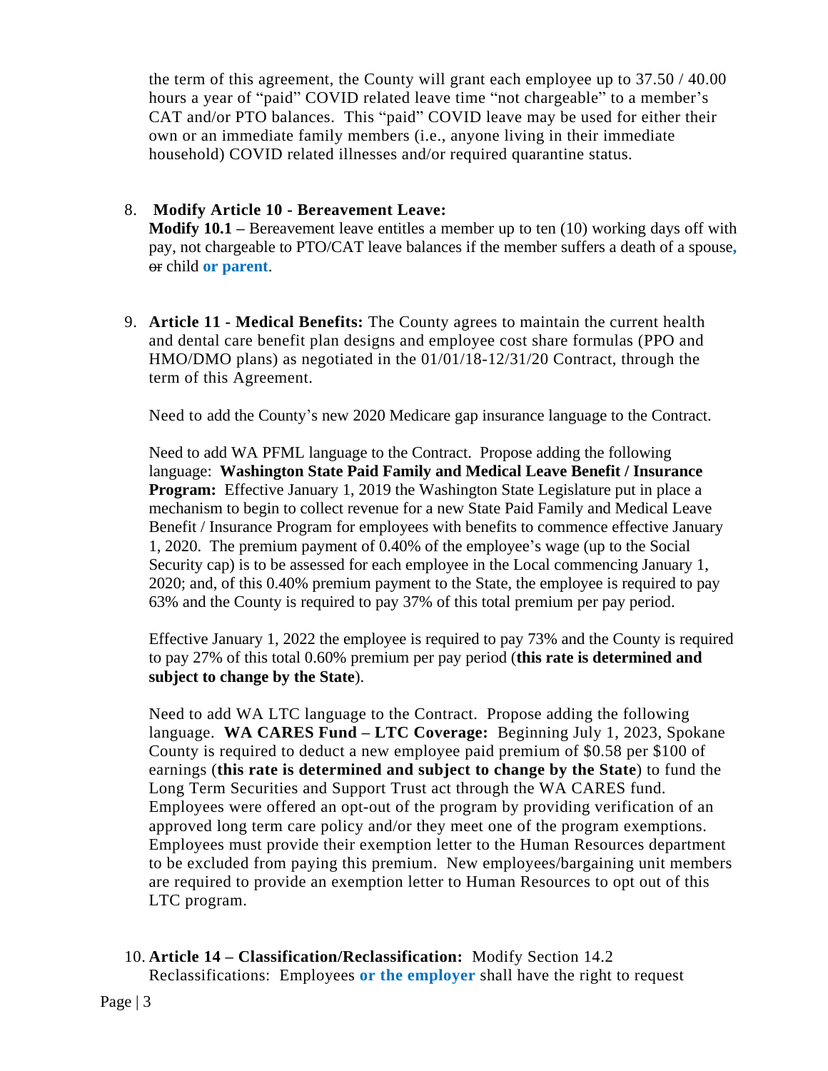the term of this agreement, the County will grant each employee up to 37.50 / 40.00 hours a year of "paid" COVID related leave time "not chargeable" to a member's CAT and/or PTO balances. This "paid" COVID leave may be used for either their own or an immediate family members (i.e., anyone living in their immediate household) COVID related illnesses and/or required quarantine status.

8. **Modify Article 10 - Bereavement Leave:**
   **Modify 10.1 –** Bereavement leave entitles a member up to ten (10) working days off with pay, not chargeable to PTO/CAT leave balances if the member suffers a death of a spouse**,** ~~or~~ child **or parent**.

9. **Article 11 - Medical Benefits:** The County agrees to maintain the current health and dental care benefit plan designs and employee cost share formulas (PPO and HMO/DMO plans) as negotiated in the 01/01/18-12/31/20 Contract, through the term of this Agreement.

   Need to add the County's new 2020 Medicare gap insurance language to the Contract.

   Need to add WA PFML language to the Contract. Propose adding the following language: **Washington State Paid Family and Medical Leave Benefit / Insurance Program:** Effective January 1, 2019 the Washington State Legislature put in place a mechanism to begin to collect revenue for a new State Paid Family and Medical Leave Benefit / Insurance Program for employees with benefits to commence effective January 1, 2020. The premium payment of 0.40% of the employee's wage (up to the Social Security cap) is to be assessed for each employee in the Local commencing January 1, 2020; and, of this 0.40% premium payment to the State, the employee is required to pay 63% and the County is required to pay 37% of this total premium per pay period.

   Effective January 1, 2022 the employee is required to pay 73% and the County is required to pay 27% of this total 0.60% premium per pay period (**this rate is determined and subject to change by the State**).

   Need to add WA LTC language to the Contract. Propose adding the following language. **WA CARES Fund – LTC Coverage:** Beginning July 1, 2023, Spokane County is required to deduct a new employee paid premium of $0.58 per $100 of earnings (**this rate is determined and subject to change by the State**) to fund the Long Term Securities and Support Trust act through the WA CARES fund. Employees were offered an opt-out of the program by providing verification of an approved long term care policy and/or they meet one of the program exemptions. Employees must provide their exemption letter to the Human Resources department to be excluded from paying this premium. New employees/bargaining unit members are required to provide an exemption letter to Human Resources to opt out of this LTC program.

10. **Article 14 – Classification/Reclassification:** Modify Section 14.2 Reclassifications: Employees **or the employer** shall have the right to request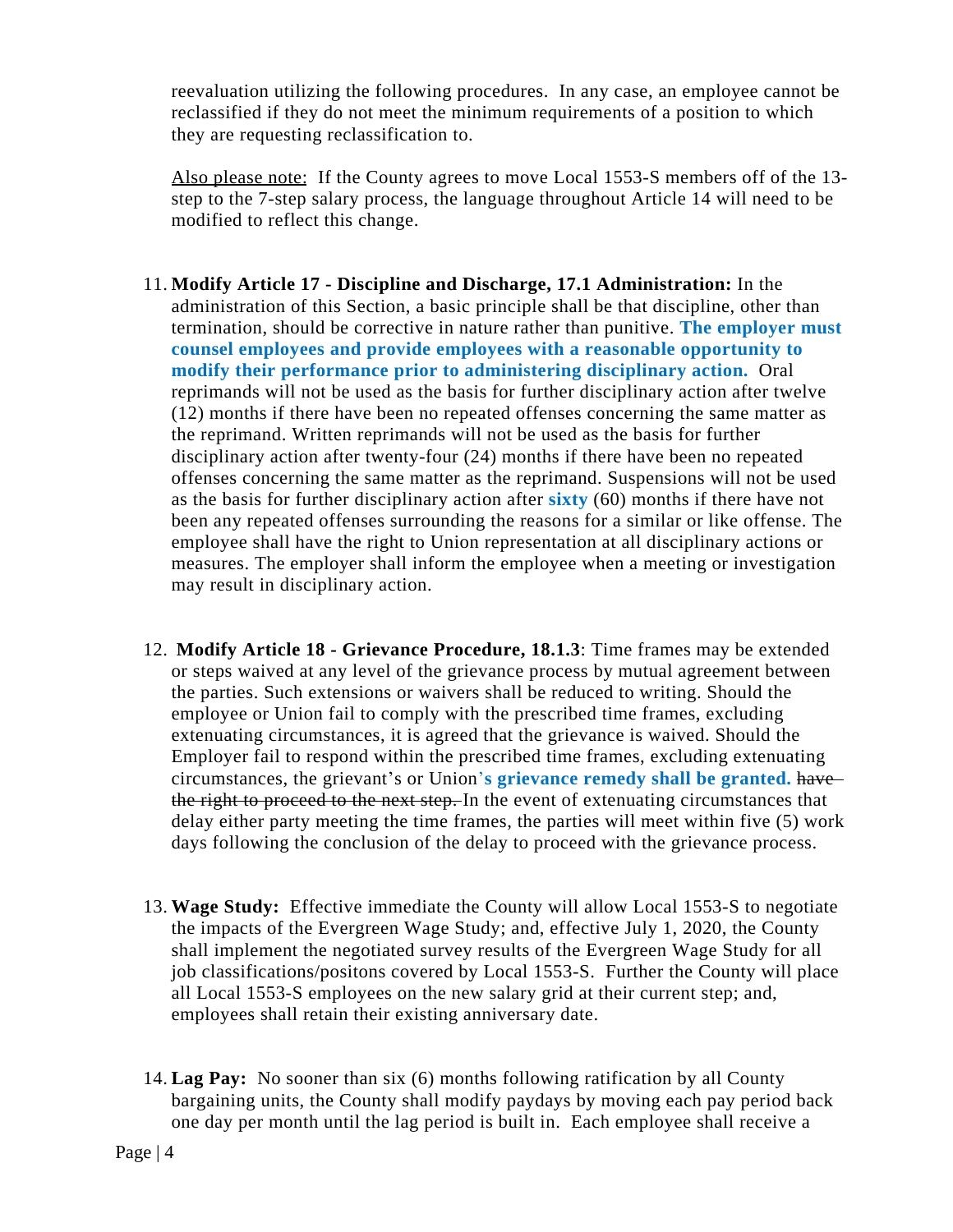reevaluation utilizing the following procedures.  In any case, an employee cannot be reclassified if they do not meet the minimum requirements of a position to which they are requesting reclassification to.

Also please note:  If the County agrees to move Local 1553-S members off of the 13-step to the 7-step salary process, the language throughout Article 14 will need to be modified to reflect this change.

11. **Modify Article 17 - Discipline and Discharge, 17.1 Administration:** In the administration of this Section, a basic principle shall be that discipline, other than termination, should be corrective in nature rather than punitive. **The employer must counsel employees and provide employees with a reasonable opportunity to modify their performance prior to administering disciplinary action.** Oral reprimands will not be used as the basis for further disciplinary action after twelve (12) months if there have been no repeated offenses concerning the same matter as the reprimand. Written reprimands will not be used as the basis for further disciplinary action after twenty-four (24) months if there have been no repeated offenses concerning the same matter as the reprimand. Suspensions will not be used as the basis for further disciplinary action after **sixty** (60) months if there have not been any repeated offenses surrounding the reasons for a similar or like offense. The employee shall have the right to Union representation at all disciplinary actions or measures. The employer shall inform the employee when a meeting or investigation may result in disciplinary action.

12. **Modify Article 18 - Grievance Procedure, 18.1.3**: Time frames may be extended or steps waived at any level of the grievance process by mutual agreement between the parties. Such extensions or waivers shall be reduced to writing. Should the employee or Union fail to comply with the prescribed time frames, excluding extenuating circumstances, it is agreed that the grievance is waived. Should the Employer fail to respond within the prescribed time frames, excluding extenuating circumstances, the grievant's or Union**'s grievance remedy shall be granted.** ~~have the right to proceed to the next step.~~ In the event of extenuating circumstances that delay either party meeting the time frames, the parties will meet within five (5) work days following the conclusion of the delay to proceed with the grievance process.

13. **Wage Study:** Effective immediate the County will allow Local 1553-S to negotiate the impacts of the Evergreen Wage Study; and, effective July 1, 2020, the County shall implement the negotiated survey results of the Evergreen Wage Study for all job classifications/positons covered by Local 1553-S. Further the County will place all Local 1553-S employees on the new salary grid at their current step; and, employees shall retain their existing anniversary date.

14. **Lag Pay:** No sooner than six (6) months following ratification by all County bargaining units, the County shall modify paydays by moving each pay period back one day per month until the lag period is built in. Each employee shall receive a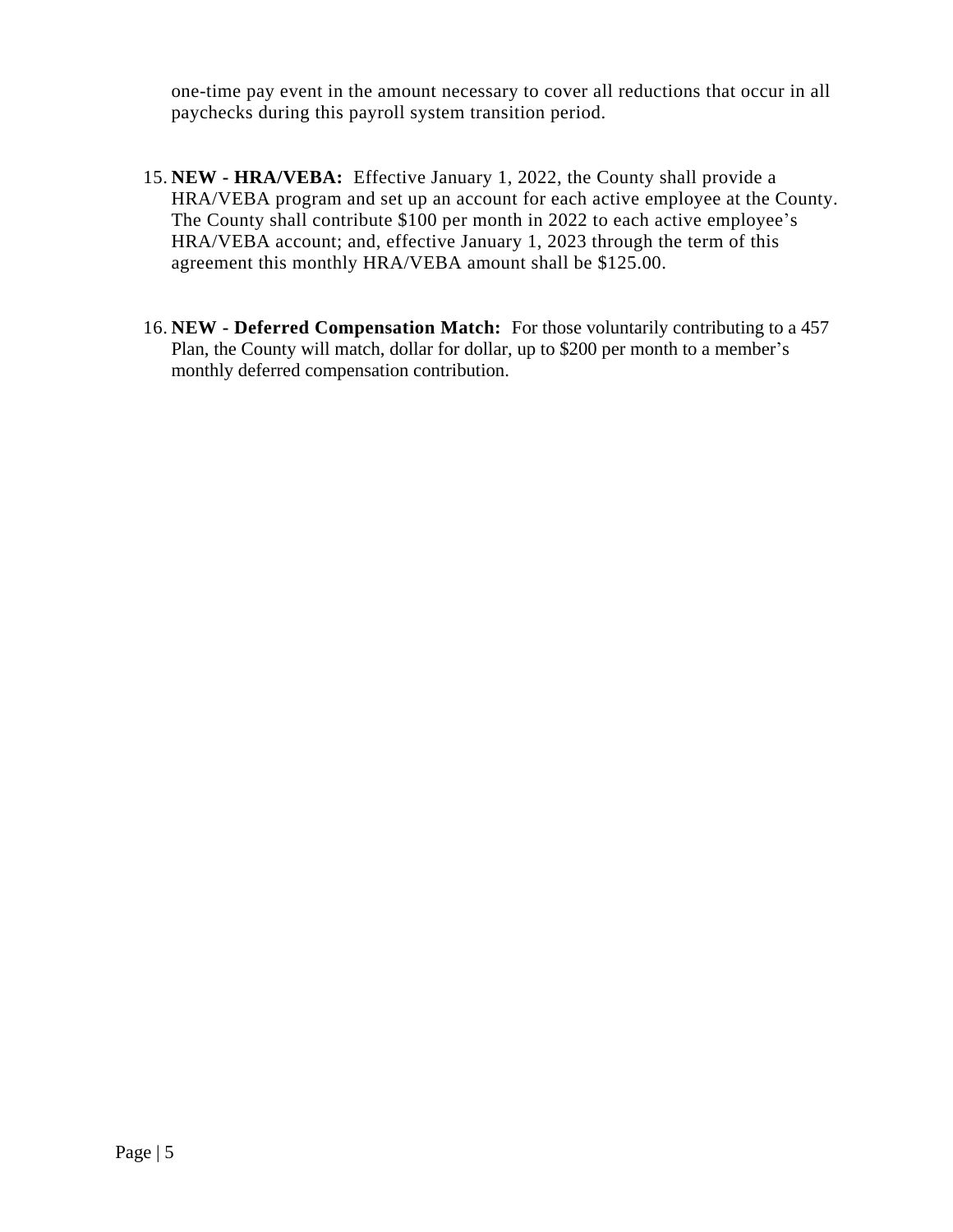one-time pay event in the amount necessary to cover all reductions that occur in all paychecks during this payroll system transition period.

15. **NEW - HRA/VEBA:** Effective January 1, 2022, the County shall provide a HRA/VEBA program and set up an account for each active employee at the County. The County shall contribute $100 per month in 2022 to each active employee's HRA/VEBA account; and, effective January 1, 2023 through the term of this agreement this monthly HRA/VEBA amount shall be $125.00.

16. **NEW - Deferred Compensation Match:** For those voluntarily contributing to a 457 Plan, the County will match, dollar for dollar, up to $200 per month to a member's monthly deferred compensation contribution.